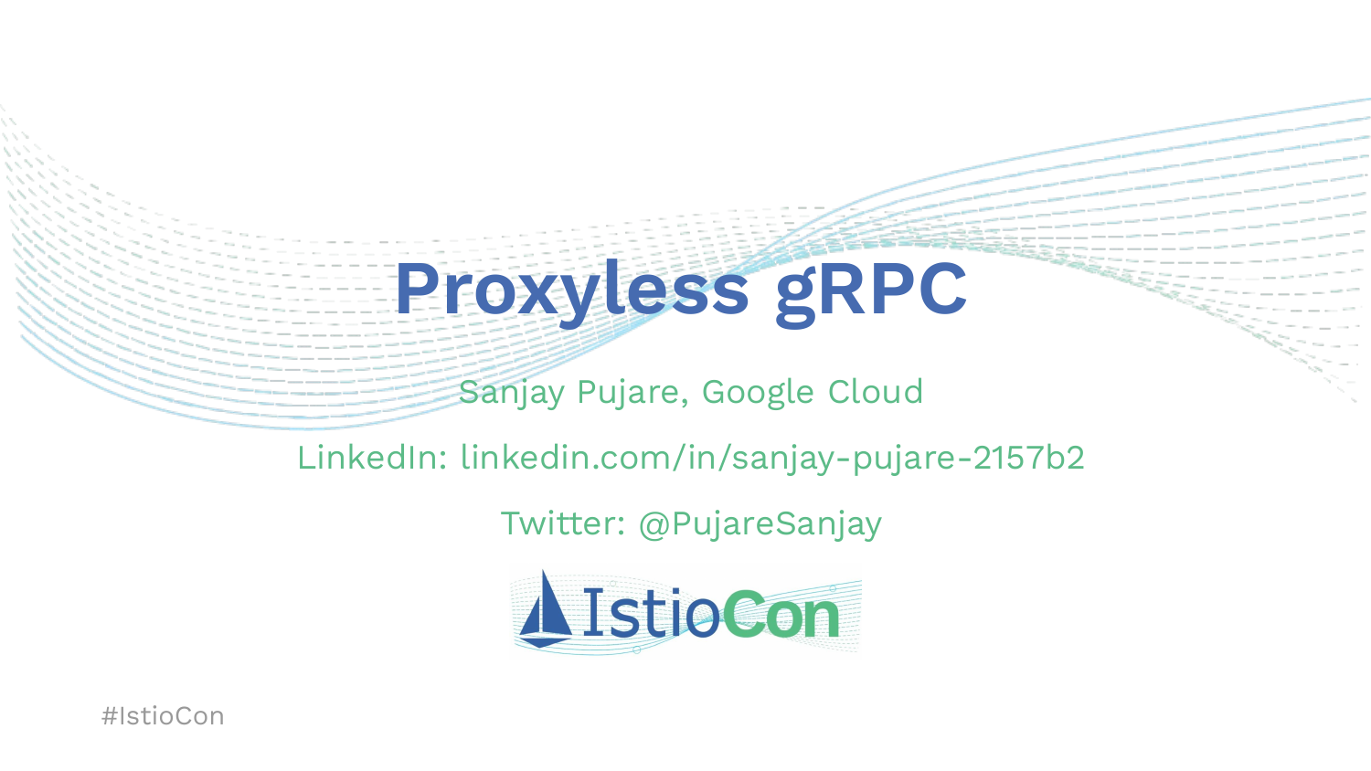# Proxyless gRPC

Sanjay Pujare, Google Cloud

LinkedIn: linkedin.com/in/sanjay-pujare-2157b2

Twitter: @PujareSanjay

IstioCon

#IstioCon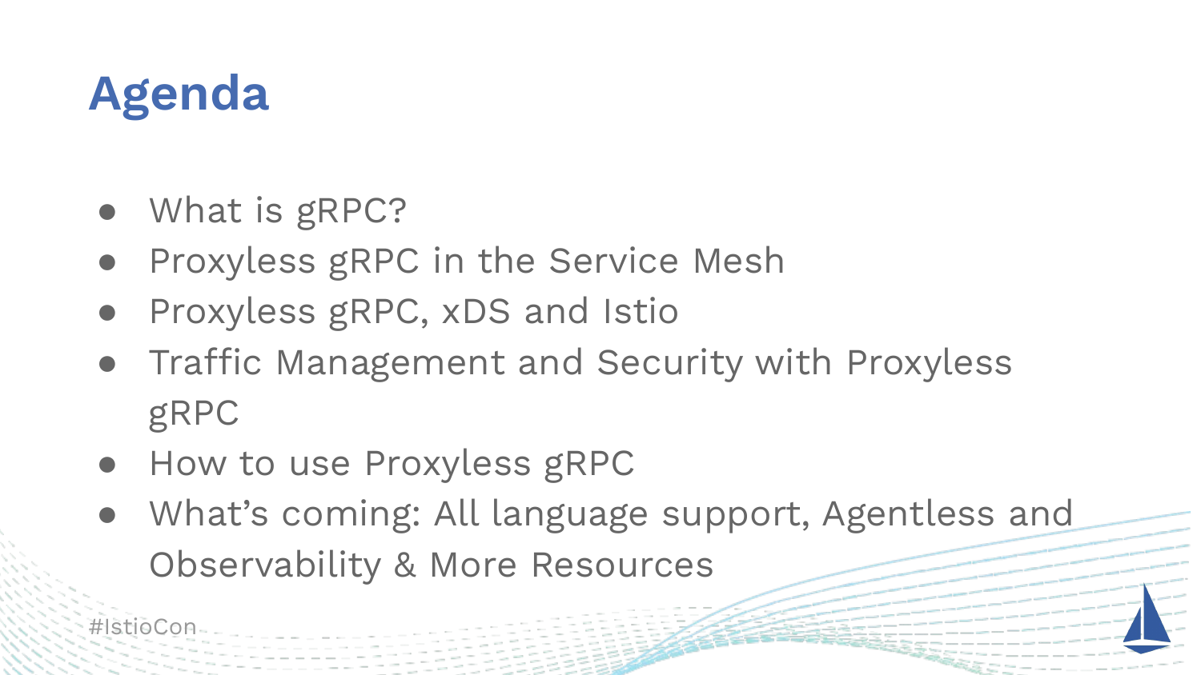# Agenda

- What is gRPC?
- Proxyless gRPC in the Service Mesh
- Proxyless gRPC, xDS and Istio
- Traffic Management and Security with Proxyless gRPC
- How to use Proxyless gRPC
- What's coming: All language support, Agentless and Observability & More Resources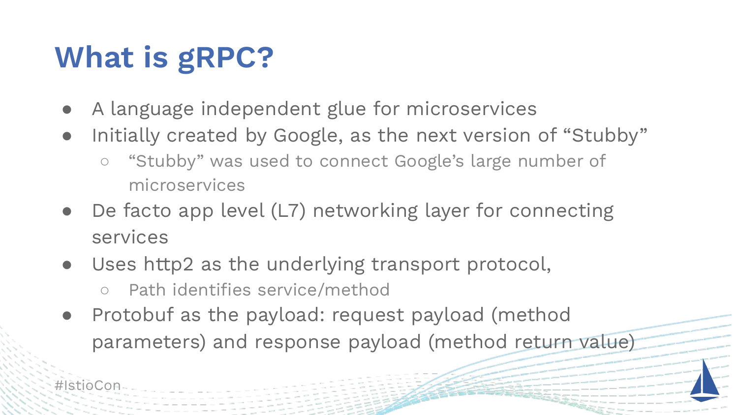# What is gRPC?

- A language independent glue for microservices
- Initially created by Google, as the next version of "Stubby"
  - "Stubby" was used to connect Google's large number of microservices
- De facto app level (L7) networking layer for connecting services
- Uses http2 as the underlying transport protocol,
  - Path identifies service/method
- Protobuf as the payload: request payload (method parameters) and response payload (method return value)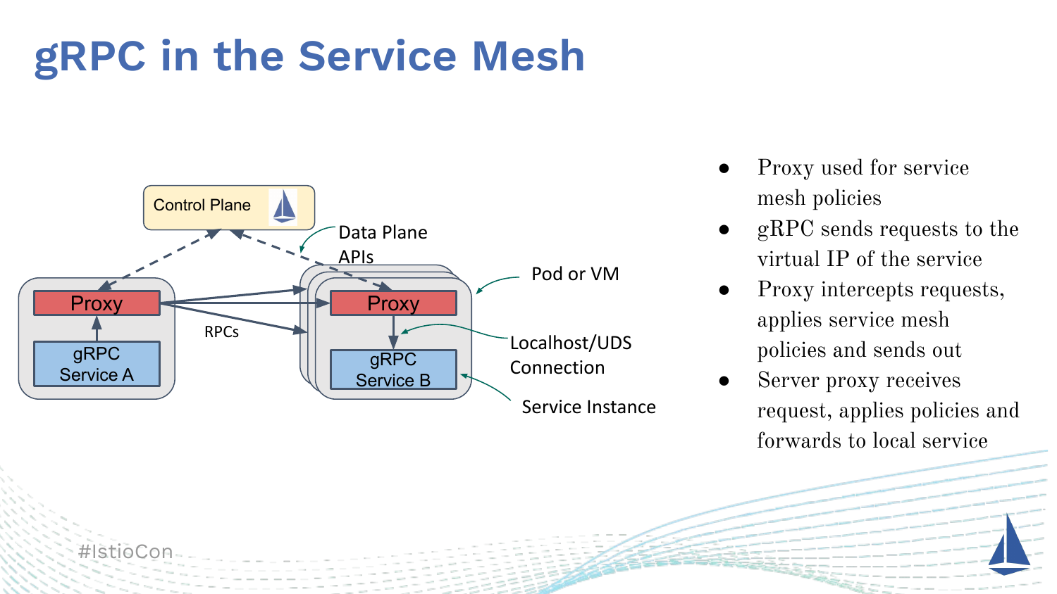# gRPC in the Service Mesh

Control Plane

Data Plane APIs

Pod or VM

Proxy

gRPC Service A

RPCs

Proxy

gRPC Service B

Localhost/UDS Connection

Service Instance

- Proxy used for service mesh policies
- gRPC sends requests to the virtual IP of the service
- Proxy intercepts requests, applies service mesh policies and sends out
- Server proxy receives request, applies policies and forwards to local service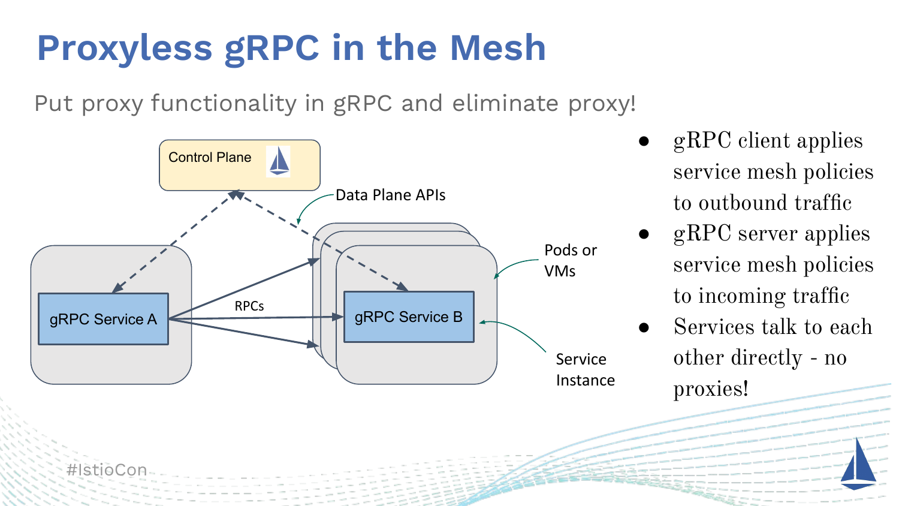# Proxyless gRPC in the Mesh

Put proxy functionality in gRPC and eliminate proxy!

Control Plane

Data Plane APIs

Pods or VMs

gRPC Service A

RPCs

gRPC Service B

Service Instance

- gRPC client applies service mesh policies to outbound traffic
- gRPC server applies service mesh policies to incoming traffic
- Services talk to each other directly - no proxies!

#IstioCon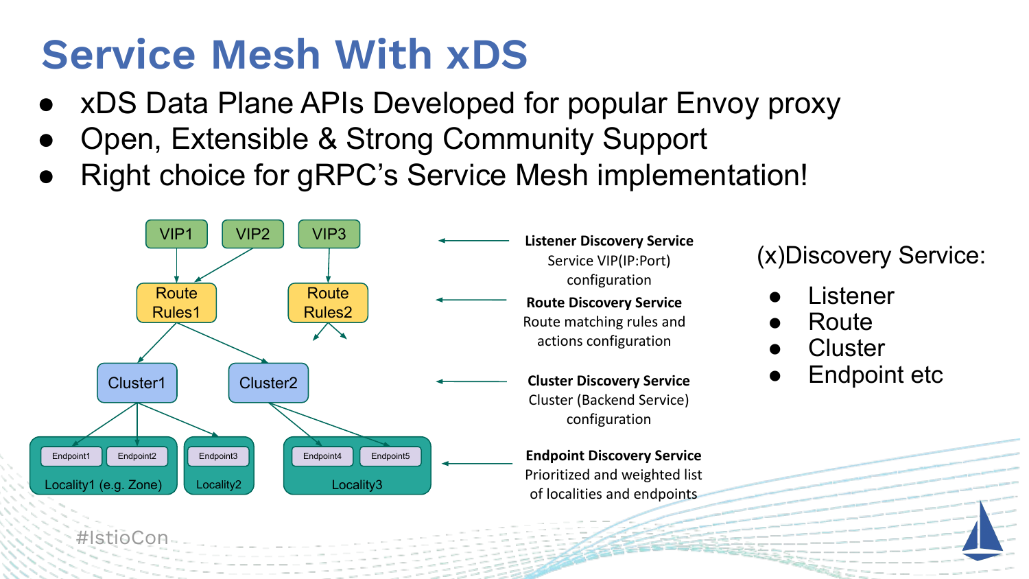# Service Mesh With xDS

- xDS Data Plane APIs Developed for popular Envoy proxy
- Open, Extensible & Strong Community Support
- Right choice for gRPC's Service Mesh implementation!

VIP1 VIP2 VIP3

Route Rules1 Route Rules2

Cluster1 Cluster2

Endpoint1 Endpoint2 — Locality1 (e.g. Zone)
Endpoint3 — Locality2
Endpoint4 Endpoint5 — Locality3

**Listener Discovery Service**
Service VIP(IP:Port) configuration

**Route Discovery Service**
Route matching rules and actions configuration

**Cluster Discovery Service**
Cluster (Backend Service) configuration

**Endpoint Discovery Service**
Prioritized and weighted list of localities and endpoints

(x)Discovery Service:

- Listener
- Route
- Cluster
- Endpoint etc

#IstioCon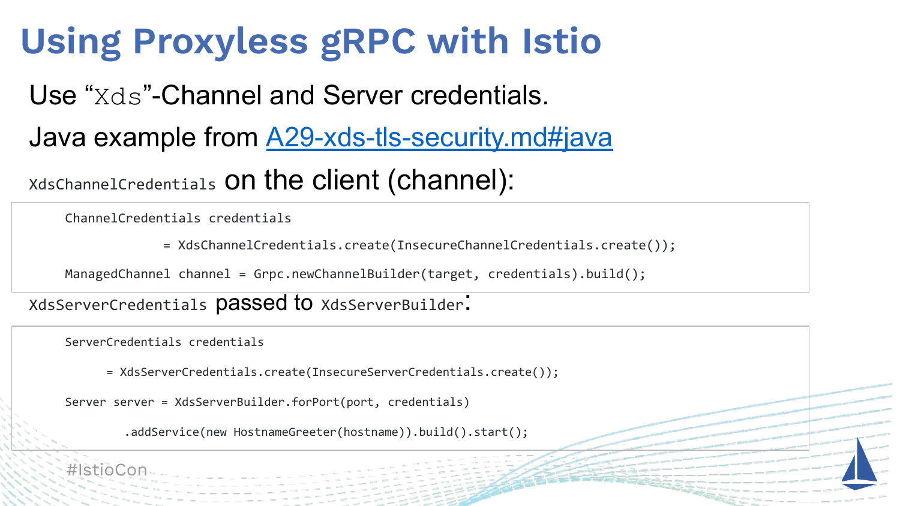# Using Proxyless gRPC with Istio

Use "`Xds`"-Channel and Server credentials.

Java example from [A29-xds-tls-security.md#java](A29-xds-tls-security.md#java)

`XdsChannelCredentials` on the client (channel):

```
ChannelCredentials credentials
            = XdsChannelCredentials.create(InsecureChannelCredentials.create());
ManagedChannel channel = Grpc.newChannelBuilder(target, credentials).build();
```

`XdsServerCredentials` passed to `XdsServerBuilder`:

```
ServerCredentials credentials
      = XdsServerCredentials.create(InsecureServerCredentials.create());
Server server = XdsServerBuilder.forPort(port, credentials)
        .addService(new HostnameGreeter(hostname)).build().start();
```

#IstioCon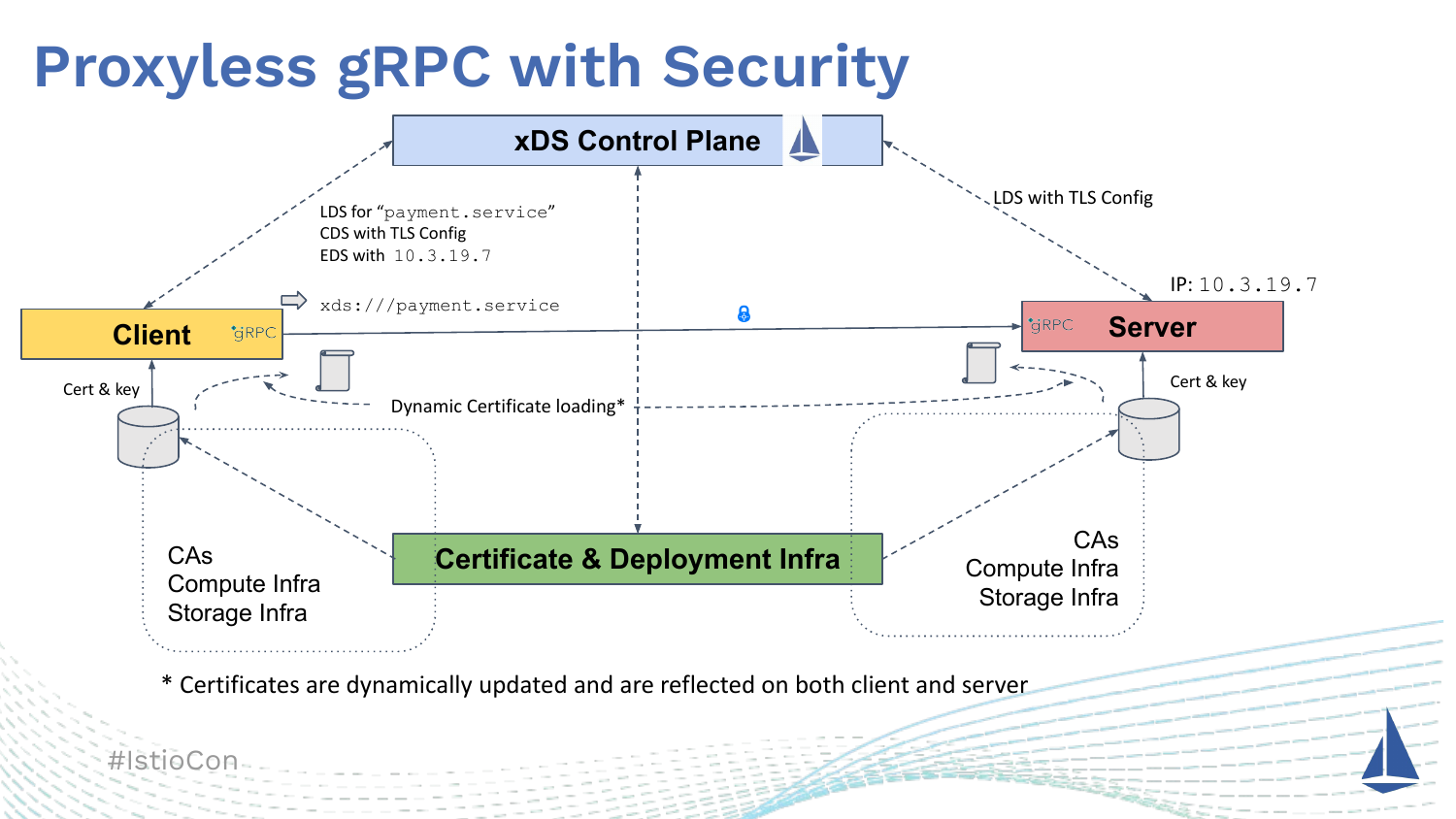# Proxyless gRPC with Security

xDS Control Plane

LDS for "payment.service"
CDS with TLS Config
EDS with 10.3.19.7

LDS with TLS Config

xds:///payment.service

Client gRPC

gRPC Server

IP: 10.3.19.7

Cert & key

Cert & key

Dynamic Certificate loading*

Certificate & Deployment Infra

CAs
Compute Infra
Storage Infra

CAs
Compute Infra
Storage Infra

* Certificates are dynamically updated and are reflected on both client and server

#IstioCon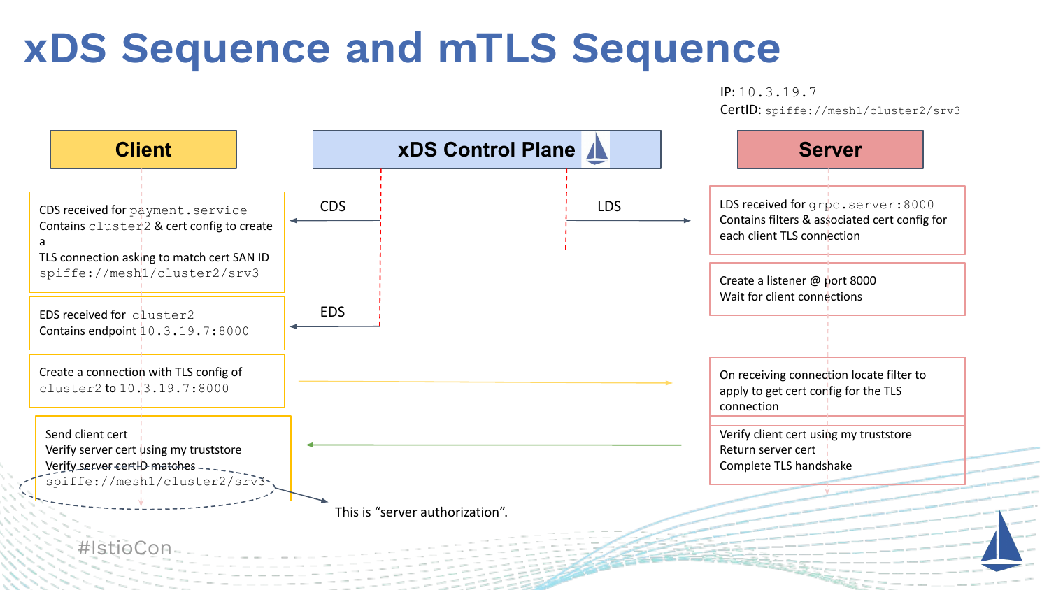# xDS Sequence and mTLS Sequence

IP: `10.3.19.7`
CertID: `spiffe://mesh1/cluster2/srv3`

**Client** | **xDS Control Plane** | **Server**

**Client:**

CDS received for `payment.service`
Contains `cluster2` & cert config to create a
TLS connection asking to match cert SAN ID `spiffe://mesh1/cluster2/srv3`

EDS received for `cluster2`
Contains endpoint `10.3.19.7:8000`

Create a connection with TLS config of `cluster2` to `10.3.19.7:8000`

Send client cert
Verify server cert using my truststore
Verify server certID matches `spiffe://mesh1/cluster2/srv3`

This is "server authorization".

**xDS Control Plane:**

CDS → Client

EDS → Client

LDS → Server

**Server:**

LDS received for `grpc.server:8000`
Contains filters & associated cert config for each client TLS connection

Create a listener @ port 8000
Wait for client connections

On receiving connection locate filter to apply to get cert config for the TLS connection

Verify client cert using my truststore
Return server cert
Complete TLS handshake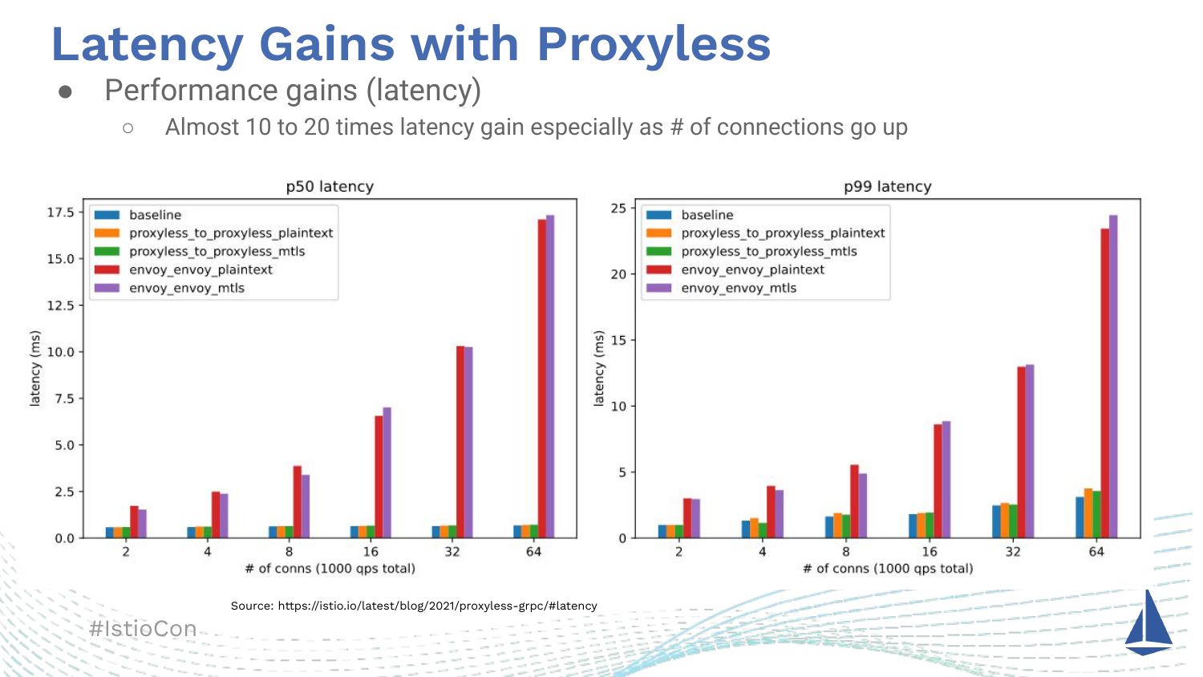# Latency Gains with Proxyless

- Performance gains (latency)
  - Almost 10 to 20 times latency gain especially as # of connections go up

Source: https://istio.io/latest/blog/2021/proxyless-grpc/#latency

#IstioCon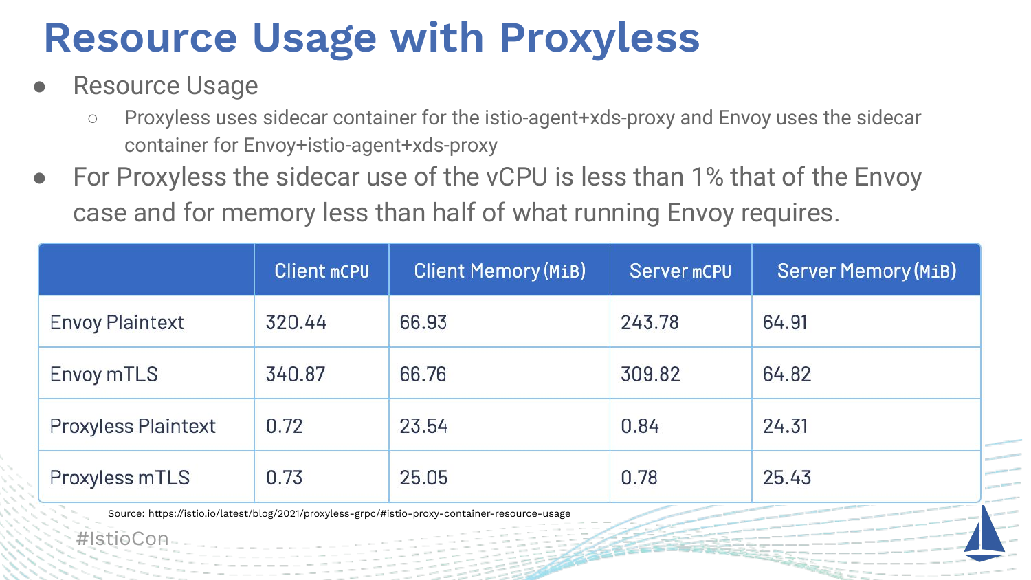# Resource Usage with Proxyless

- Resource Usage
  - Proxyless uses sidecar container for the istio-agent+xds-proxy and Envoy uses the sidecar container for Envoy+istio-agent+xds-proxy
- For Proxyless the sidecar use of the vCPU is less than 1% that of the Envoy case and for memory less than half of what running Envoy requires.

| | Client mCPU | Client Memory (MiB) | Server mCPU | Server Memory (MiB) |
|---|---|---|---|---|
| Envoy Plaintext | 320.44 | 66.93 | 243.78 | 64.91 |
| Envoy mTLS | 340.87 | 66.76 | 309.82 | 64.82 |
| Proxyless Plaintext | 0.72 | 23.54 | 0.84 | 24.31 |
| Proxyless mTLS | 0.73 | 25.05 | 0.78 | 25.43 |

Source: https://istio.io/latest/blog/2021/proxyless-grpc/#istio-proxy-container-resource-usage

#IstioCon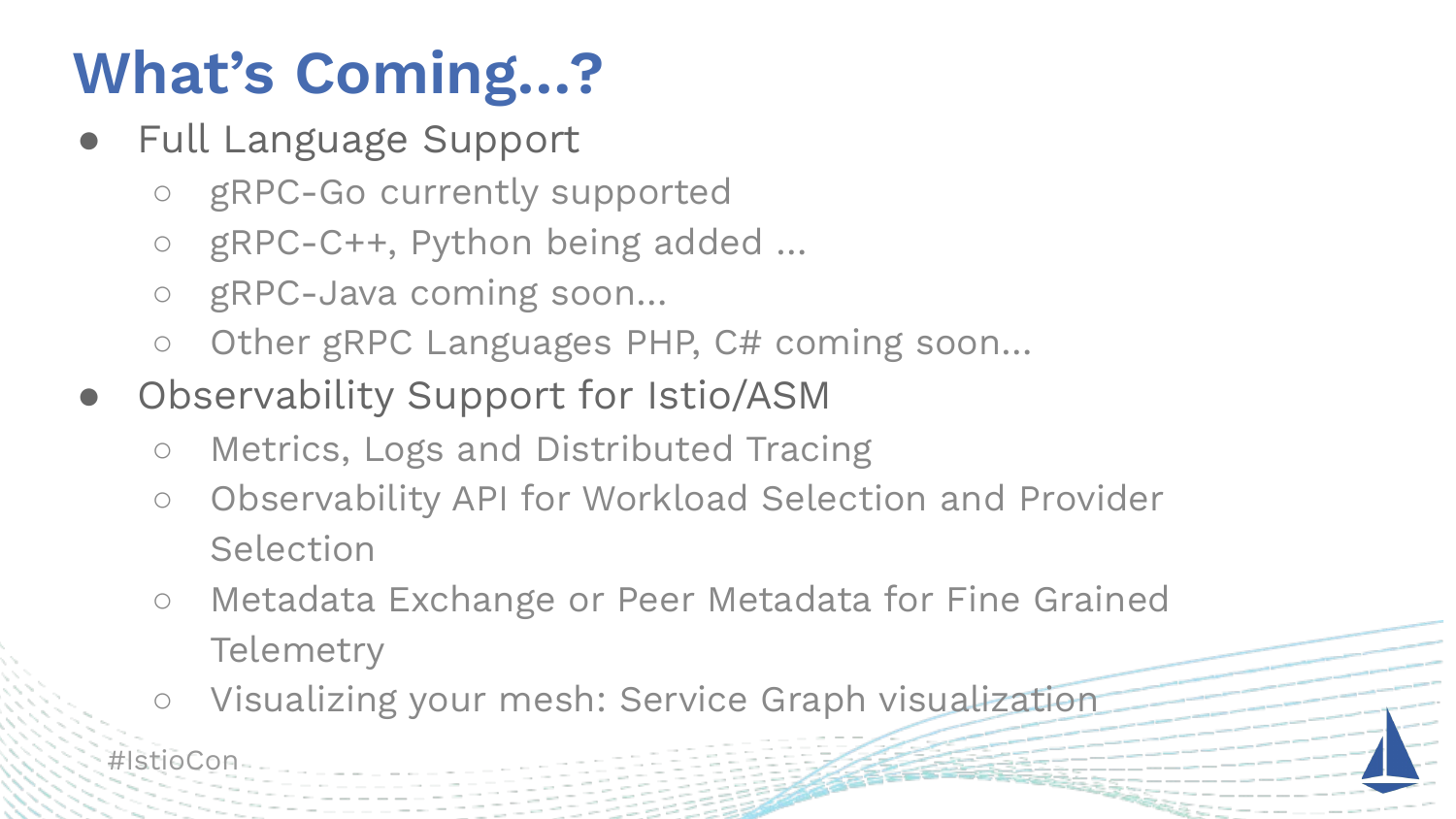# What's Coming...?

- Full Language Support
  - gRPC-Go currently supported
  - gRPC-C++, Python being added ...
  - gRPC-Java coming soon...
  - Other gRPC Languages PHP, C# coming soon...
- Observability Support for Istio/ASM
  - Metrics, Logs and Distributed Tracing
  - Observability API for Workload Selection and Provider Selection
  - Metadata Exchange or Peer Metadata for Fine Grained Telemetry
  - Visualizing your mesh: Service Graph visualization

#IstioCon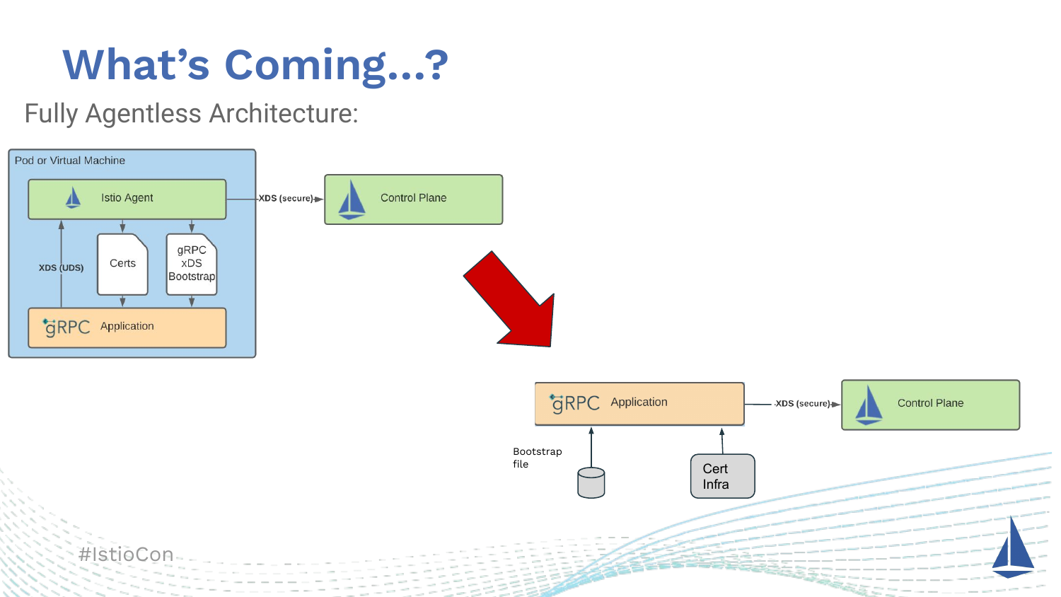# What's Coming...?

Fully Agentless Architecture:

Pod or Virtual Machine

Istio Agent

XDS (secure)

Control Plane

XDS (UDS)

Certs

gRPC xDS Bootstrap

gRPC Application

gRPC Application

XDS (secure)

Control Plane

Bootstrap file

Cert Infra

#IstioCon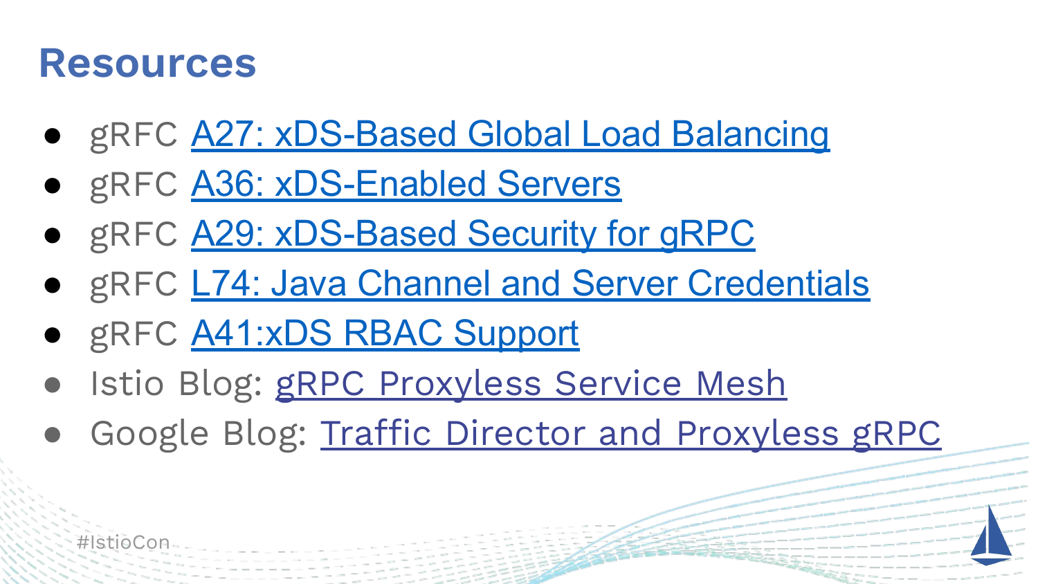# Resources

- gRFC A27: xDS-Based Global Load Balancing
- gRFC A36: xDS-Enabled Servers
- gRFC A29: xDS-Based Security for gRPC
- gRFC L74: Java Channel and Server Credentials
- gRFC A41:xDS RBAC Support
- Istio Blog: gRPC Proxyless Service Mesh
- Google Blog: Traffic Director and Proxyless gRPC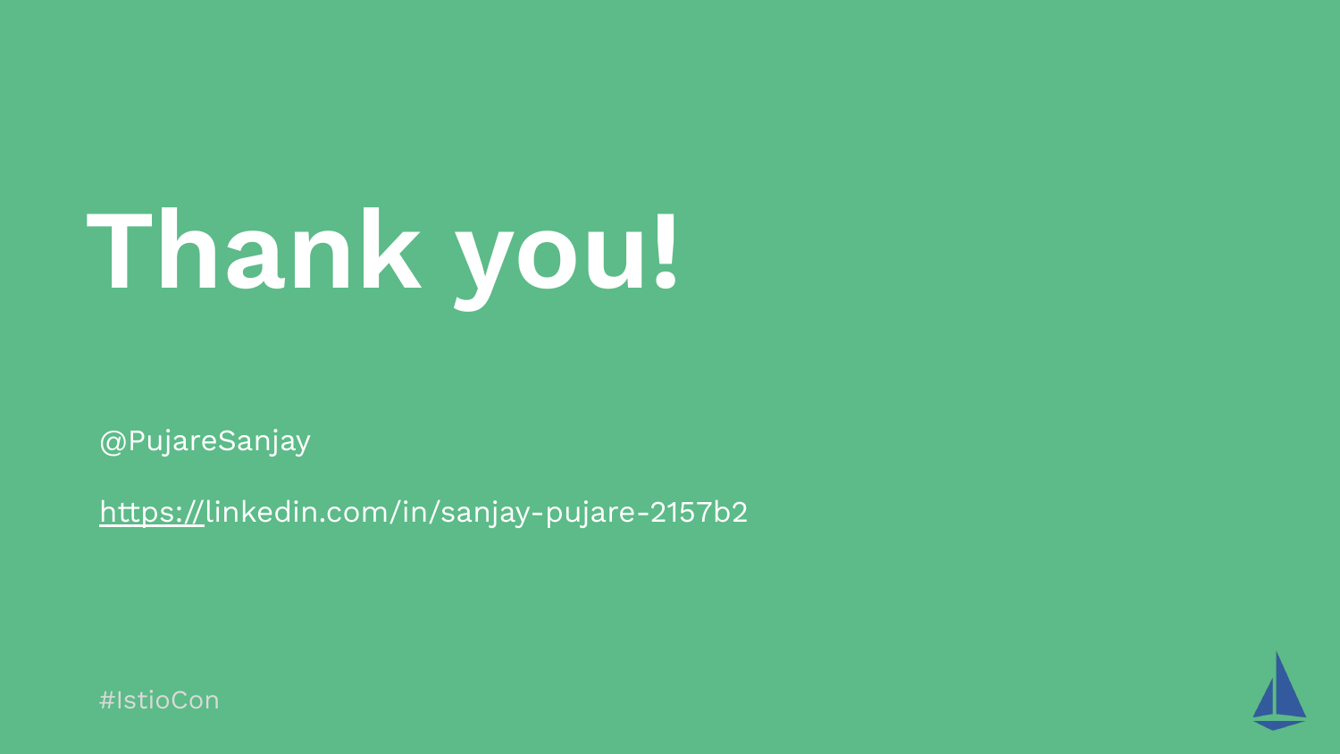# Thank you!

@PujareSanjay

https://linkedin.com/in/sanjay-pujare-2157b2

#IstioCon